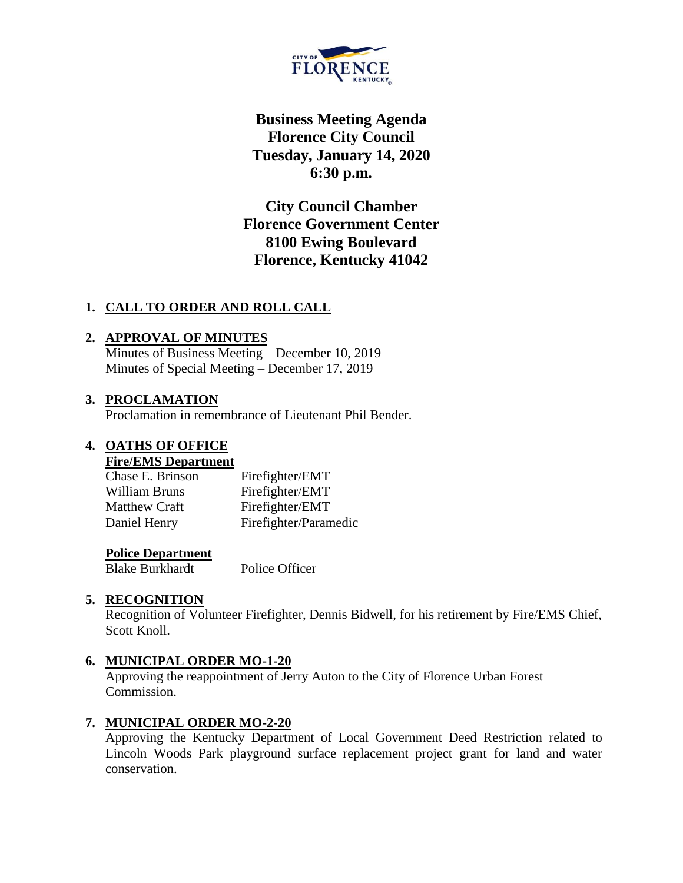# Business Meeting Agenda
# Florence City Council
# Tuesday, January 14, 2020
# 6:30 p.m.

**City Council Chamber**
**Florence Government Center**
**8100 Ewing Boulevard**
**Florence, Kentucky 41042**

1. **CALL TO ORDER AND ROLL CALL**

2. **APPROVAL OF MINUTES**
   Minutes of Business Meeting – December 10, 2019
   Minutes of Special Meeting – December 17, 2019

3. **PROCLAMATION**
   Proclamation in remembrance of Lieutenant Phil Bender.

4. **OATHS OF OFFICE**

   **Fire/EMS Department**

   | | |
   |---|---|
   | Chase E. Brinson | Firefighter/EMT |
   | William Bruns | Firefighter/EMT |
   | Matthew Craft | Firefighter/EMT |
   | Daniel Henry | Firefighter/Paramedic |

   **Police Department**

   | | |
   |---|---|
   | Blake Burkhardt | Police Officer |

5. **RECOGNITION**
   Recognition of Volunteer Firefighter, Dennis Bidwell, for his retirement by Fire/EMS Chief, Scott Knoll.

6. **MUNICIPAL ORDER MO-1-20**
   Approving the reappointment of Jerry Auton to the City of Florence Urban Forest Commission.

7. **MUNICIPAL ORDER MO-2-20**
   Approving the Kentucky Department of Local Government Deed Restriction related to Lincoln Woods Park playground surface replacement project grant for land and water conservation.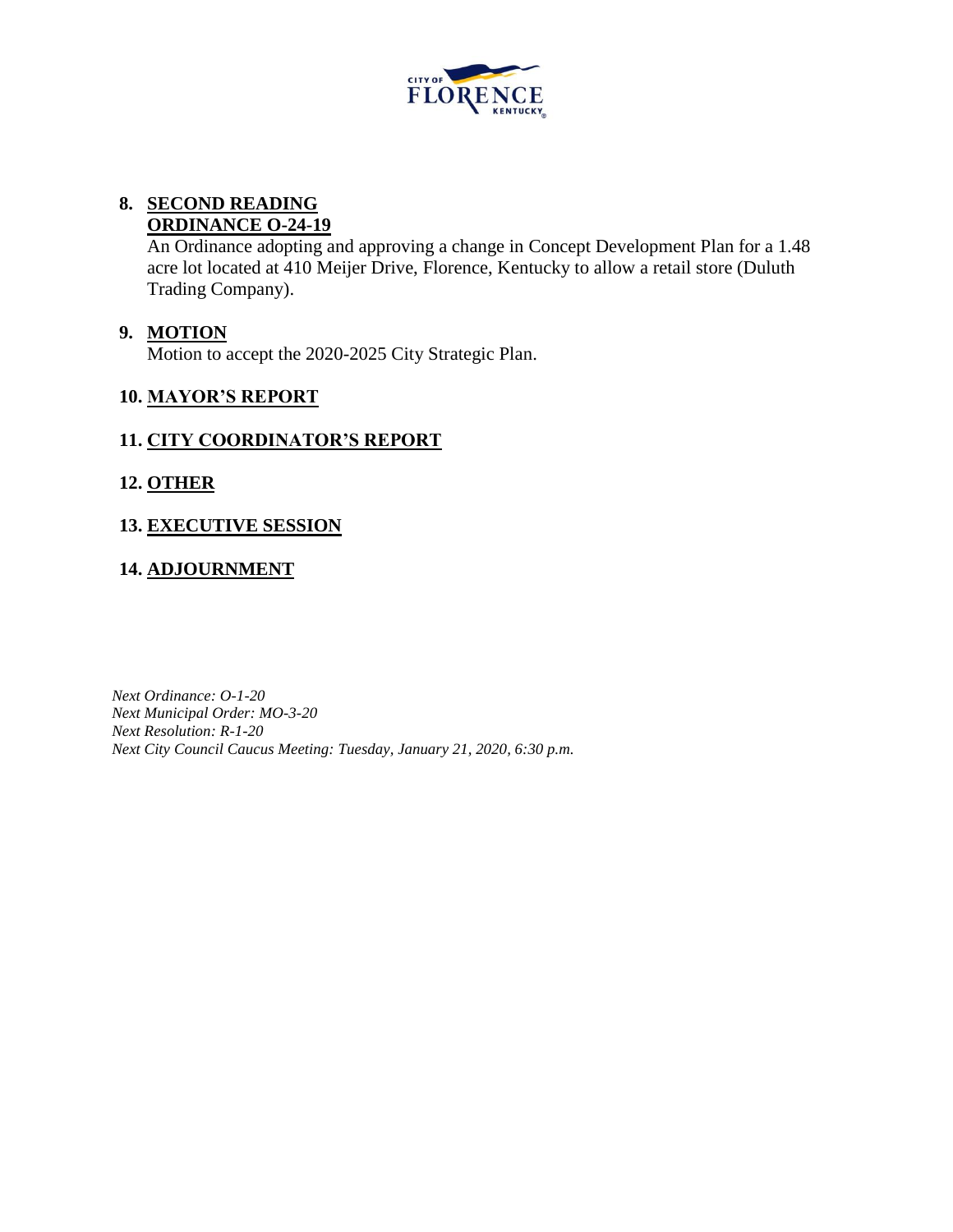8. **SECOND READING**
   **ORDINANCE O-24-19**
   An Ordinance adopting and approving a change in Concept Development Plan for a 1.48 acre lot located at 410 Meijer Drive, Florence, Kentucky to allow a retail store (Duluth Trading Company).

9. **MOTION**
   Motion to accept the 2020-2025 City Strategic Plan.

10. **MAYOR'S REPORT**

11. **CITY COORDINATOR'S REPORT**

12. **OTHER**

13. **EXECUTIVE SESSION**

14. **ADJOURNMENT**

*Next Ordinance: O-1-20*
*Next Municipal Order: MO-3-20*
*Next Resolution: R-1-20*
*Next City Council Caucus Meeting: Tuesday, January 21, 2020, 6:30 p.m.*